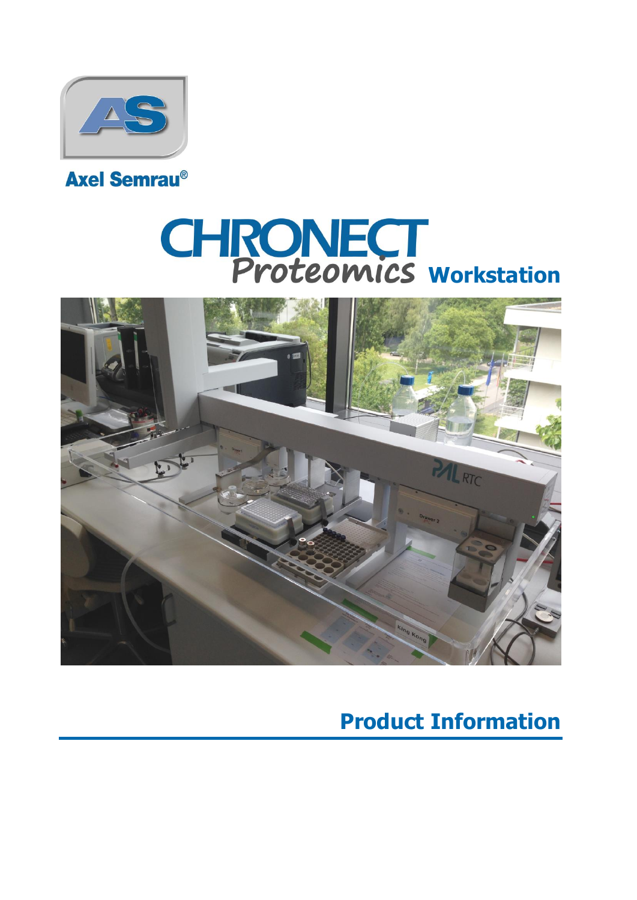Axel Semrau®

# CHRONECT Proteomics Workstation

## Product Information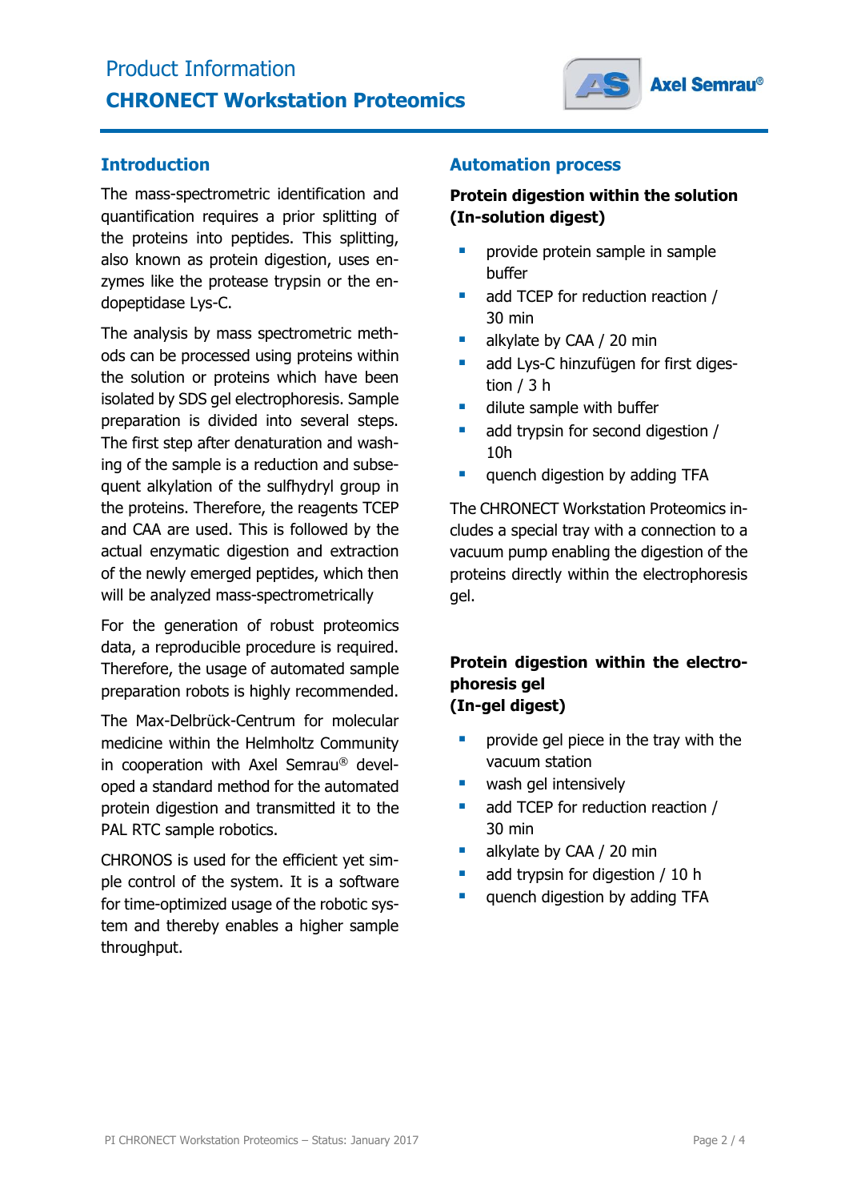# Product Information
## CHRONECT Workstation Proteomics

## Introduction

The mass-spectrometric identification and quantification requires a prior splitting of the proteins into peptides. This splitting, also known as protein digestion, uses enzymes like the protease trypsin or the endopeptidase Lys-C.

The analysis by mass spectrometric methods can be processed using proteins within the solution or proteins which have been isolated by SDS gel electrophoresis. Sample preparation is divided into several steps. The first step after denaturation and washing of the sample is a reduction and subsequent alkylation of the sulfhydryl group in the proteins. Therefore, the reagents TCEP and CAA are used. This is followed by the actual enzymatic digestion and extraction of the newly emerged peptides, which then will be analyzed mass-spectrometrically

For the generation of robust proteomics data, a reproducible procedure is required. Therefore, the usage of automated sample preparation robots is highly recommended.

The Max-Delbrück-Centrum for molecular medicine within the Helmholtz Community in cooperation with Axel Semrau® developed a standard method for the automated protein digestion and transmitted it to the PAL RTC sample robotics.

CHRONOS is used for the efficient yet simple control of the system. It is a software for time-optimized usage of the robotic system and thereby enables a higher sample throughput.

## Automation process

### Protein digestion within the solution (In-solution digest)

- provide protein sample in sample buffer
- add TCEP for reduction reaction / 30 min
- alkylate by CAA / 20 min
- add Lys-C hinzufügen for first digestion / 3 h
- dilute sample with buffer
- add trypsin for second digestion / 10h
- quench digestion by adding TFA

The CHRONECT Workstation Proteomics includes a special tray with a connection to a vacuum pump enabling the digestion of the proteins directly within the electrophoresis gel.

### Protein digestion within the electrophoresis gel (In-gel digest)

- provide gel piece in the tray with the vacuum station
- wash gel intensively
- add TCEP for reduction reaction / 30 min
- alkylate by CAA / 20 min
- add trypsin for digestion / 10 h
- quench digestion by adding TFA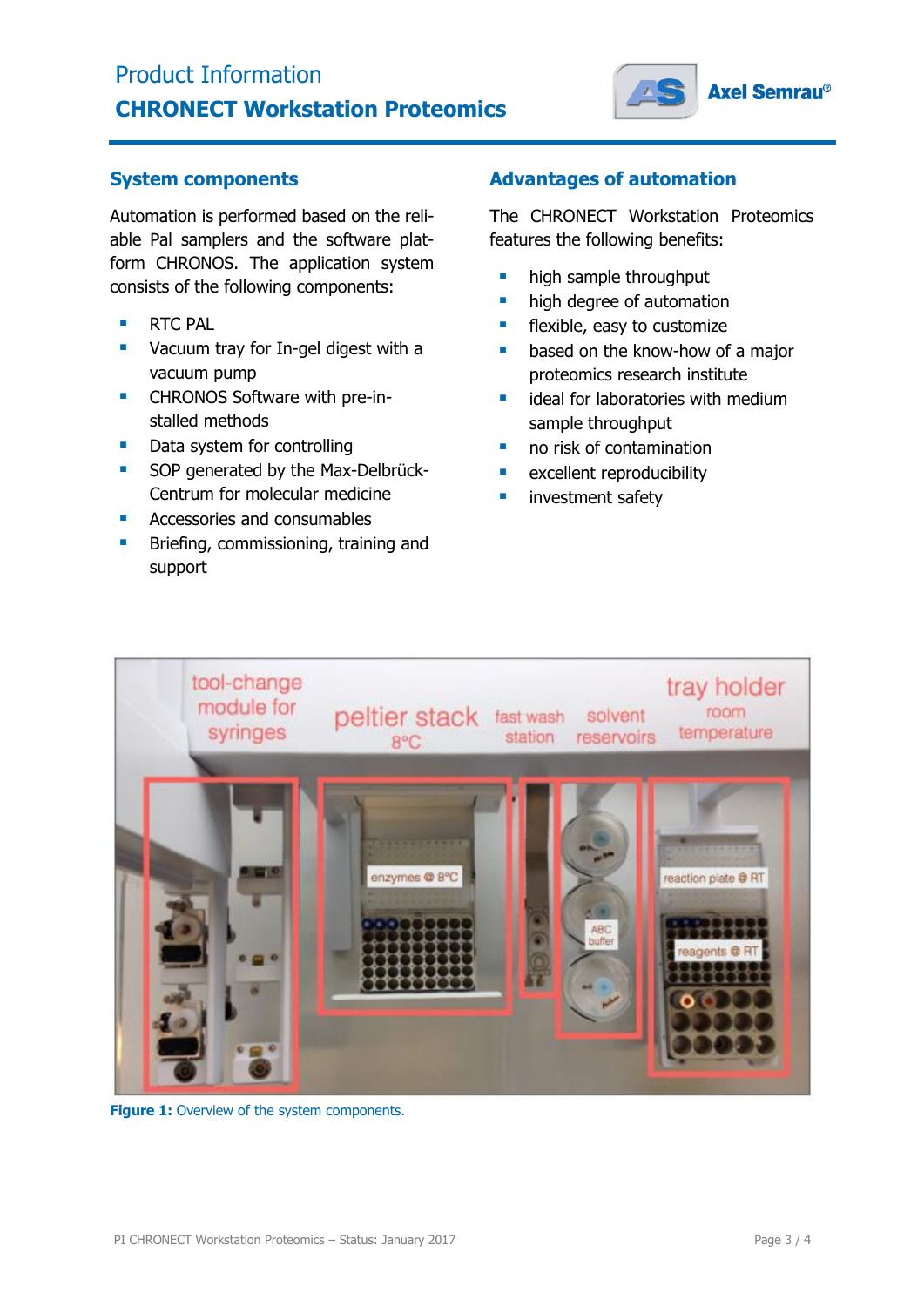# Product Information

## CHRONECT Workstation Proteomics

### System components

Automation is performed based on the reliable Pal samplers and the software platform CHRONOS. The application system consists of the following components:

- RTC PAL
- Vacuum tray for In-gel digest with a vacuum pump
- CHRONOS Software with pre-installed methods
- Data system for controlling
- SOP generated by the Max-Delbrück-Centrum for molecular medicine
- Accessories and consumables
- Briefing, commissioning, training and support

### Advantages of automation

The CHRONECT Workstation Proteomics features the following benefits:

- high sample throughput
- high degree of automation
- flexible, easy to customize
- based on the know-how of a major proteomics research institute
- ideal for laboratories with medium sample throughput
- no risk of contamination
- excellent reproducibility
- investment safety

**Figure 1:** Overview of the system components.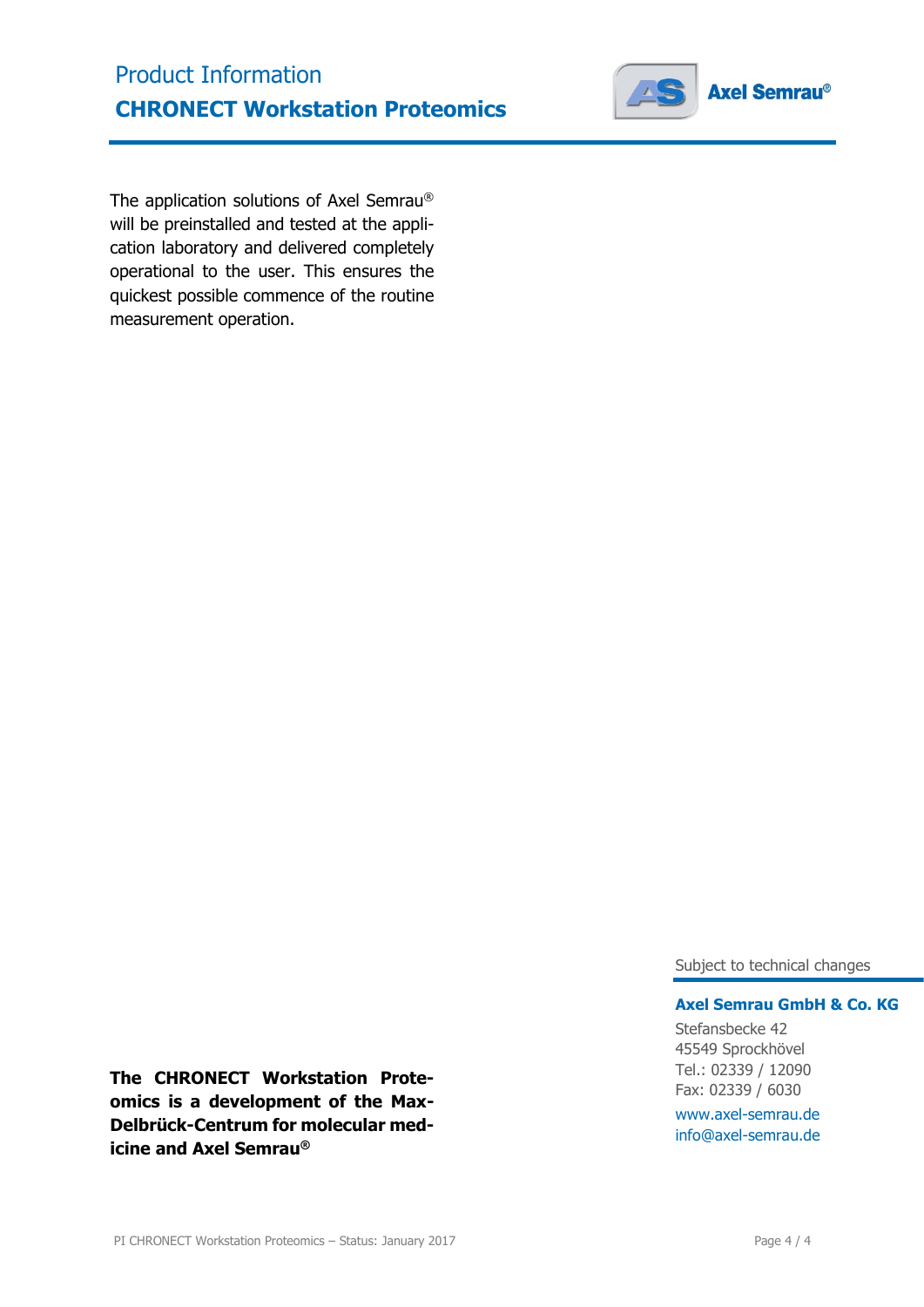The application solutions of Axel Semrau® will be preinstalled and tested at the application laboratory and delivered completely operational to the user. This ensures the quickest possible commence of the routine measurement operation.

**The CHRONECT Workstation Proteomics is a development of the Max-Delbrück-Centrum for molecular medicine and Axel Semrau®**

Subject to technical changes

**Axel Semrau GmbH & Co. KG**
Stefansbecke 42
45549 Sprockhövel
Tel.: 02339 / 12090
Fax: 02339 / 6030
www.axel-semrau.de
info@axel-semrau.de